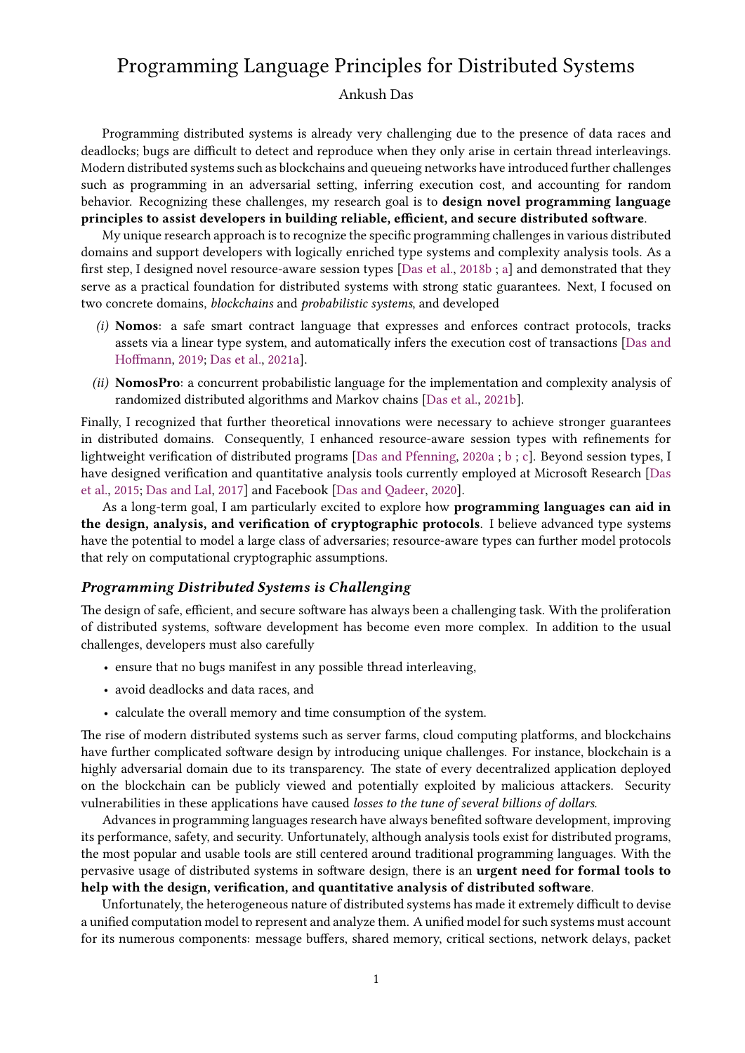# Programming Language Principles for Distributed Systems

Ankush Das

Programming distributed systems is already very challenging due to the presence of data races and deadlocks; bugs are difficult to detect and reproduce when they only arise in certain thread interleavings. Modern distributed systems such as blockchains and queueing networks have introduced further challenges such as programming in an adversarial setting, inferring execution cost, and accounting for random behavior. Recognizing these challenges, my research goal is to **design novel programming language principles to assist developers in building reliable, efficient, and secure distributed software**.

My unique research approach is to recognize the specific programming challenges in various distributed domains and support developers with logically enriched type systems and complexity analysis tools. As a first step, I designed novel resource-aware session types [Das et al., 2018b ; a] and demonstrated that they serve as a practical foundation for distributed systems with strong static guarantees. Next, I focused on two concrete domains, *blockchains* and *probabilistic systems*, and developed

*(i)* **Nomos**: a safe smart contract language that expresses and enforces contract protocols, tracks assets via a linear type system, and automatically infers the execution cost of transactions [Das and Hoffmann, 2019; Das et al., 2021a].

*(ii)* **NomosPro**: a concurrent probabilistic language for the implementation and complexity analysis of randomized distributed algorithms and Markov chains [Das et al., 2021b].

Finally, I recognized that further theoretical innovations were necessary to achieve stronger guarantees in distributed domains. Consequently, I enhanced resource-aware session types with refinements for lightweight verification of distributed programs [Das and Pfenning, 2020a ; b ; c]. Beyond session types, I have designed verification and quantitative analysis tools currently employed at Microsoft Research [Das et al., 2015; Das and Lal, 2017] and Facebook [Das and Qadeer, 2020].

As a long-term goal, I am particularly excited to explore how **programming languages can aid in the design, analysis, and verification of cryptographic protocols**. I believe advanced type systems have the potential to model a large class of adversaries; resource-aware types can further model protocols that rely on computational cryptographic assumptions.

### *Programming Distributed Systems is Challenging*

The design of safe, efficient, and secure software has always been a challenging task. With the proliferation of distributed systems, software development has become even more complex. In addition to the usual challenges, developers must also carefully

- ensure that no bugs manifest in any possible thread interleaving,
- avoid deadlocks and data races, and
- calculate the overall memory and time consumption of the system.

The rise of modern distributed systems such as server farms, cloud computing platforms, and blockchains have further complicated software design by introducing unique challenges. For instance, blockchain is a highly adversarial domain due to its transparency. The state of every decentralized application deployed on the blockchain can be publicly viewed and potentially exploited by malicious attackers. Security vulnerabilities in these applications have caused *losses to the tune of several billions of dollars*.

Advances in programming languages research have always benefited software development, improving its performance, safety, and security. Unfortunately, although analysis tools exist for distributed programs, the most popular and usable tools are still centered around traditional programming languages. With the pervasive usage of distributed systems in software design, there is an **urgent need for formal tools to help with the design, verification, and quantitative analysis of distributed software**.

Unfortunately, the heterogeneous nature of distributed systems has made it extremely difficult to devise a unified computation model to represent and analyze them. A unified model for such systems must account for its numerous components: message buffers, shared memory, critical sections, network delays, packet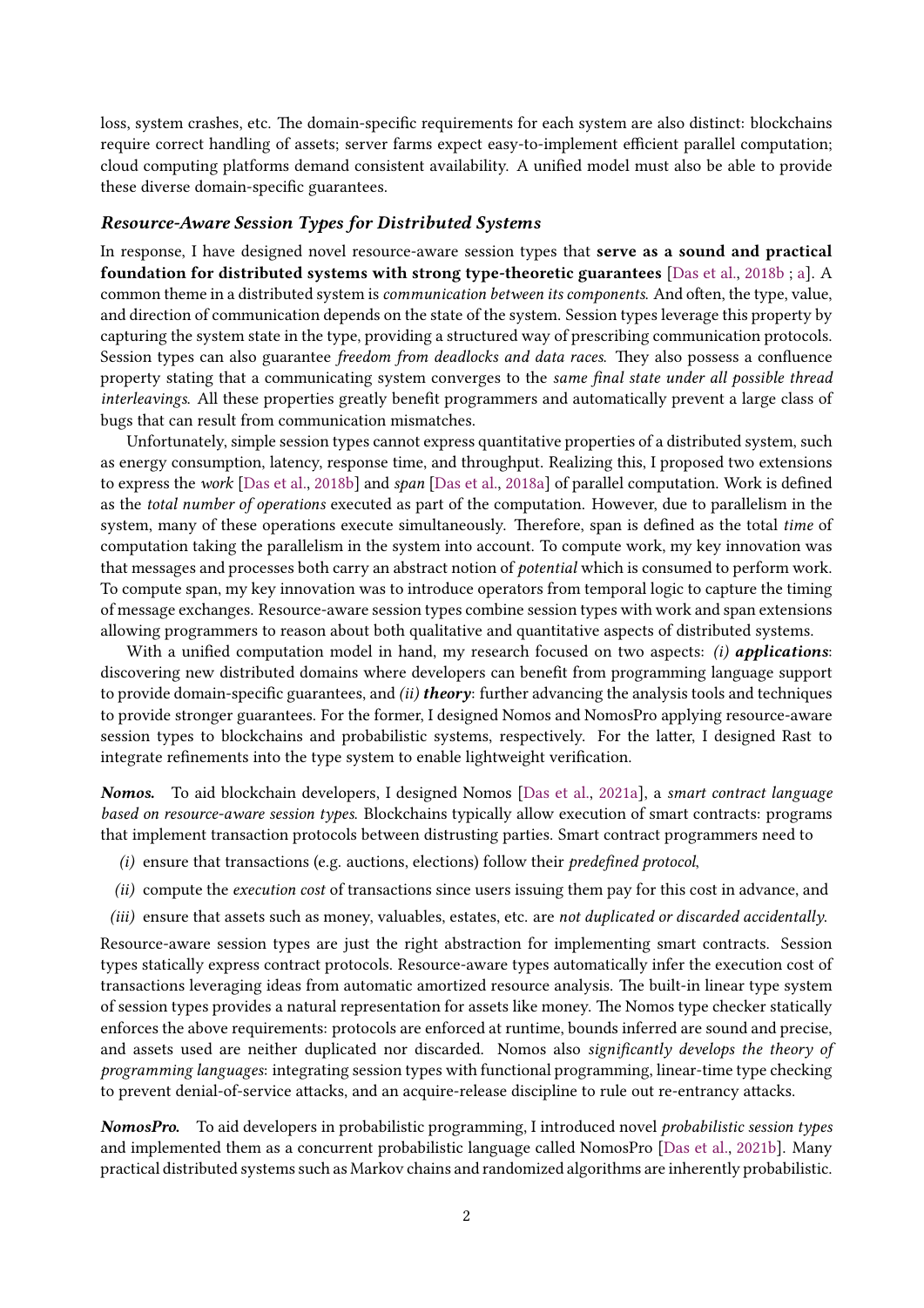loss, system crashes, etc. The domain-specific requirements for each system are also distinct: blockchains require correct handling of assets; server farms expect easy-to-implement efficient parallel computation; cloud computing platforms demand consistent availability. A unified model must also be able to provide these diverse domain-specific guarantees.

### *Resource-Aware Session Types for Distributed Systems*

In response, I have designed novel resource-aware session types that **serve as a sound and practical foundation for distributed systems with strong type-theoretic guarantees** [Das et al., 2018b ; a]. A common theme in a distributed system is *communication between its components*. And often, the type, value, and direction of communication depends on the state of the system. Session types leverage this property by capturing the system state in the type, providing a structured way of prescribing communication protocols. Session types can also guarantee *freedom from deadlocks and data races*. They also possess a confluence property stating that a communicating system converges to the *same final state under all possible thread interleavings*. All these properties greatly benefit programmers and automatically prevent a large class of bugs that can result from communication mismatches.

Unfortunately, simple session types cannot express quantitative properties of a distributed system, such as energy consumption, latency, response time, and throughput. Realizing this, I proposed two extensions to express the *work* [Das et al., 2018b] and *span* [Das et al., 2018a] of parallel computation. Work is defined as the *total number of operations* executed as part of the computation. However, due to parallelism in the system, many of these operations execute simultaneously. Therefore, span is defined as the total *time* of computation taking the parallelism in the system into account. To compute work, my key innovation was that messages and processes both carry an abstract notion of *potential* which is consumed to perform work. To compute span, my key innovation was to introduce operators from temporal logic to capture the timing of message exchanges. Resource-aware session types combine session types with work and span extensions allowing programmers to reason about both qualitative and quantitative aspects of distributed systems.

With a unified computation model in hand, my research focused on two aspects: *(i)* ***applications***: discovering new distributed domains where developers can benefit from programming language support to provide domain-specific guarantees, and *(ii)* ***theory***: further advancing the analysis tools and techniques to provide stronger guarantees. For the former, I designed Nomos and NomosPro applying resource-aware session types to blockchains and probabilistic systems, respectively. For the latter, I designed Rast to integrate refinements into the type system to enable lightweight verification.

***Nomos.*** To aid blockchain developers, I designed Nomos [Das et al., 2021a], a *smart contract language based on resource-aware session types*. Blockchains typically allow execution of smart contracts: programs that implement transaction protocols between distrusting parties. Smart contract programmers need to

*(i)* ensure that transactions (e.g. auctions, elections) follow their *predefined protocol*,

*(ii)* compute the *execution cost* of transactions since users issuing them pay for this cost in advance, and

*(iii)* ensure that assets such as money, valuables, estates, etc. are *not duplicated or discarded accidentally*.

Resource-aware session types are just the right abstraction for implementing smart contracts. Session types statically express contract protocols. Resource-aware types automatically infer the execution cost of transactions leveraging ideas from automatic amortized resource analysis. The built-in linear type system of session types provides a natural representation for assets like money. The Nomos type checker statically enforces the above requirements: protocols are enforced at runtime, bounds inferred are sound and precise, and assets used are neither duplicated nor discarded. Nomos also *significantly develops the theory of programming languages*: integrating session types with functional programming, linear-time type checking to prevent denial-of-service attacks, and an acquire-release discipline to rule out re-entrancy attacks.

***NomosPro.*** To aid developers in probabilistic programming, I introduced novel *probabilistic session types* and implemented them as a concurrent probabilistic language called NomosPro [Das et al., 2021b]. Many practical distributed systems such as Markov chains and randomized algorithms are inherently probabilistic.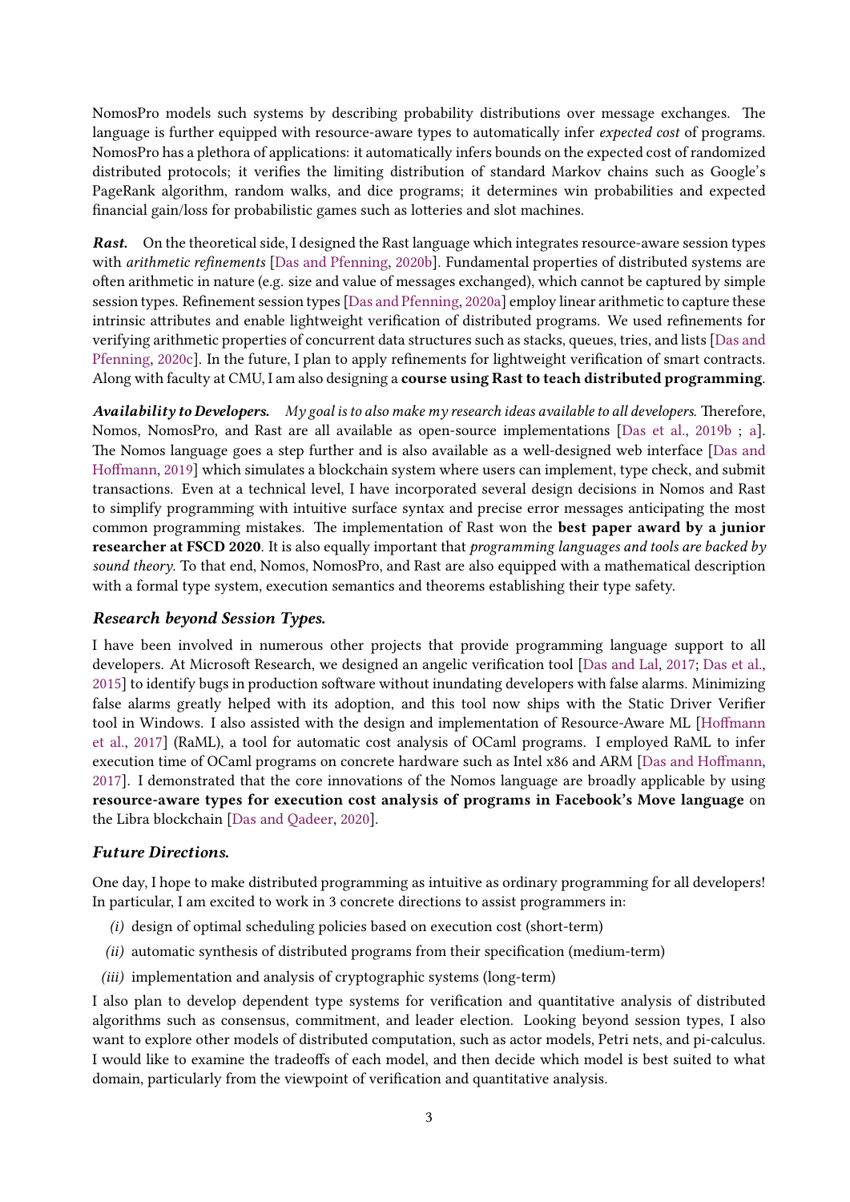NomosPro models such systems by describing probability distributions over message exchanges. The language is further equipped with resource-aware types to automatically infer *expected cost* of programs. NomosPro has a plethora of applications: it automatically infers bounds on the expected cost of randomized distributed protocols; it verifies the limiting distribution of standard Markov chains such as Google's PageRank algorithm, random walks, and dice programs; it determines win probabilities and expected financial gain/loss for probabilistic games such as lotteries and slot machines.

***Rast.*** On the theoretical side, I designed the Rast language which integrates resource-aware session types with *arithmetic refinements* [Das and Pfenning, 2020b]. Fundamental properties of distributed systems are often arithmetic in nature (e.g. size and value of messages exchanged), which cannot be captured by simple session types. Refinement session types [Das and Pfenning, 2020a] employ linear arithmetic to capture these intrinsic attributes and enable lightweight verification of distributed programs. We used refinements for verifying arithmetic properties of concurrent data structures such as stacks, queues, tries, and lists [Das and Pfenning, 2020c]. In the future, I plan to apply refinements for lightweight verification of smart contracts. Along with faculty at CMU, I am also designing a **course using Rast to teach distributed programming**.

***Availability to Developers.*** *My goal is to also make my research ideas available to all developers.* Therefore, Nomos, NomosPro, and Rast are all available as open-source implementations [Das et al., 2019b ; a]. The Nomos language goes a step further and is also available as a well-designed web interface [Das and Hoffmann, 2019] which simulates a blockchain system where users can implement, type check, and submit transactions. Even at a technical level, I have incorporated several design decisions in Nomos and Rast to simplify programming with intuitive surface syntax and precise error messages anticipating the most common programming mistakes. The implementation of Rast won the **best paper award by a junior researcher at FSCD 2020**. It is also equally important that *programming languages and tools are backed by sound theory*. To that end, Nomos, NomosPro, and Rast are also equipped with a mathematical description with a formal type system, execution semantics and theorems establishing their type safety.

### *Research beyond Session Types.*

I have been involved in numerous other projects that provide programming language support to all developers. At Microsoft Research, we designed an angelic verification tool [Das and Lal, 2017; Das et al., 2015] to identify bugs in production software without inundating developers with false alarms. Minimizing false alarms greatly helped with its adoption, and this tool now ships with the Static Driver Verifier tool in Windows. I also assisted with the design and implementation of Resource-Aware ML [Hoffmann et al., 2017] (RaML), a tool for automatic cost analysis of OCaml programs. I employed RaML to infer execution time of OCaml programs on concrete hardware such as Intel x86 and ARM [Das and Hoffmann, 2017]. I demonstrated that the core innovations of the Nomos language are broadly applicable by using **resource-aware types for execution cost analysis of programs in Facebook's Move language** on the Libra blockchain [Das and Qadeer, 2020].

### *Future Directions.*

One day, I hope to make distributed programming as intuitive as ordinary programming for all developers! In particular, I am excited to work in 3 concrete directions to assist programmers in:

*(i)* design of optimal scheduling policies based on execution cost (short-term)

*(ii)* automatic synthesis of distributed programs from their specification (medium-term)

*(iii)* implementation and analysis of cryptographic systems (long-term)

I also plan to develop dependent type systems for verification and quantitative analysis of distributed algorithms such as consensus, commitment, and leader election. Looking beyond session types, I also want to explore other models of distributed computation, such as actor models, Petri nets, and pi-calculus. I would like to examine the tradeoffs of each model, and then decide which model is best suited to what domain, particularly from the viewpoint of verification and quantitative analysis.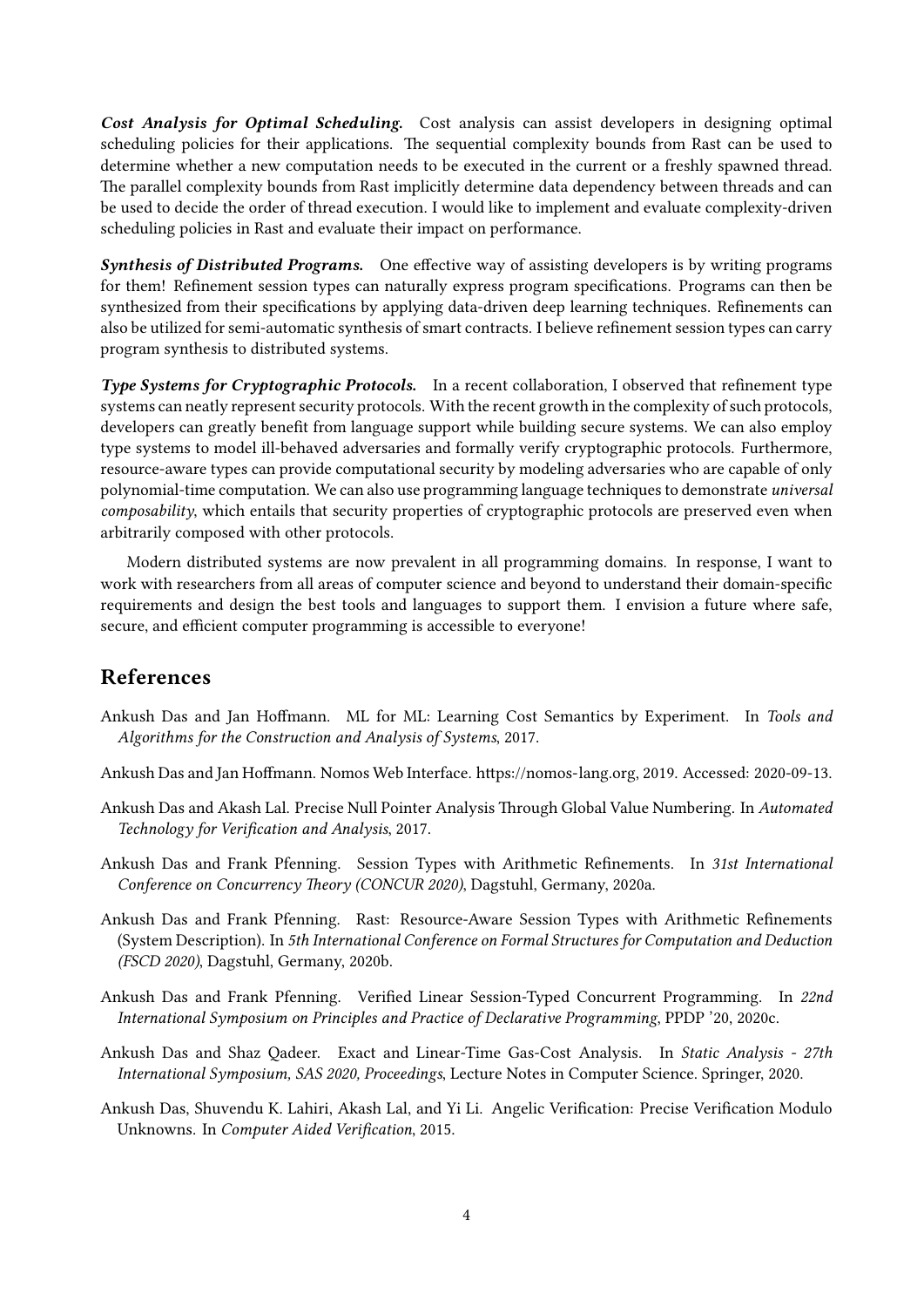***Cost Analysis for Optimal Scheduling.*** Cost analysis can assist developers in designing optimal scheduling policies for their applications. The sequential complexity bounds from Rast can be used to determine whether a new computation needs to be executed in the current or a freshly spawned thread. The parallel complexity bounds from Rast implicitly determine data dependency between threads and can be used to decide the order of thread execution. I would like to implement and evaluate complexity-driven scheduling policies in Rast and evaluate their impact on performance.

***Synthesis of Distributed Programs.*** One effective way of assisting developers is by writing programs for them! Refinement session types can naturally express program specifications. Programs can then be synthesized from their specifications by applying data-driven deep learning techniques. Refinements can also be utilized for semi-automatic synthesis of smart contracts. I believe refinement session types can carry program synthesis to distributed systems.

***Type Systems for Cryptographic Protocols.*** In a recent collaboration, I observed that refinement type systems can neatly represent security protocols. With the recent growth in the complexity of such protocols, developers can greatly benefit from language support while building secure systems. We can also employ type systems to model ill-behaved adversaries and formally verify cryptographic protocols. Furthermore, resource-aware types can provide computational security by modeling adversaries who are capable of only polynomial-time computation. We can also use programming language techniques to demonstrate *universal composability*, which entails that security properties of cryptographic protocols are preserved even when arbitrarily composed with other protocols.

Modern distributed systems are now prevalent in all programming domains. In response, I want to work with researchers from all areas of computer science and beyond to understand their domain-specific requirements and design the best tools and languages to support them. I envision a future where safe, secure, and efficient computer programming is accessible to everyone!

## References

Ankush Das and Jan Hoffmann. ML for ML: Learning Cost Semantics by Experiment. In *Tools and Algorithms for the Construction and Analysis of Systems*, 2017.

Ankush Das and Jan Hoffmann. Nomos Web Interface. https://nomos-lang.org, 2019. Accessed: 2020-09-13.

Ankush Das and Akash Lal. Precise Null Pointer Analysis Through Global Value Numbering. In *Automated Technology for Verification and Analysis*, 2017.

Ankush Das and Frank Pfenning. Session Types with Arithmetic Refinements. In *31st International Conference on Concurrency Theory (CONCUR 2020)*, Dagstuhl, Germany, 2020a.

Ankush Das and Frank Pfenning. Rast: Resource-Aware Session Types with Arithmetic Refinements (System Description). In *5th International Conference on Formal Structures for Computation and Deduction (FSCD 2020)*, Dagstuhl, Germany, 2020b.

Ankush Das and Frank Pfenning. Verified Linear Session-Typed Concurrent Programming. In *22nd International Symposium on Principles and Practice of Declarative Programming*, PPDP '20, 2020c.

Ankush Das and Shaz Qadeer. Exact and Linear-Time Gas-Cost Analysis. In *Static Analysis - 27th International Symposium, SAS 2020, Proceedings*, Lecture Notes in Computer Science. Springer, 2020.

Ankush Das, Shuvendu K. Lahiri, Akash Lal, and Yi Li. Angelic Verification: Precise Verification Modulo Unknowns. In *Computer Aided Verification*, 2015.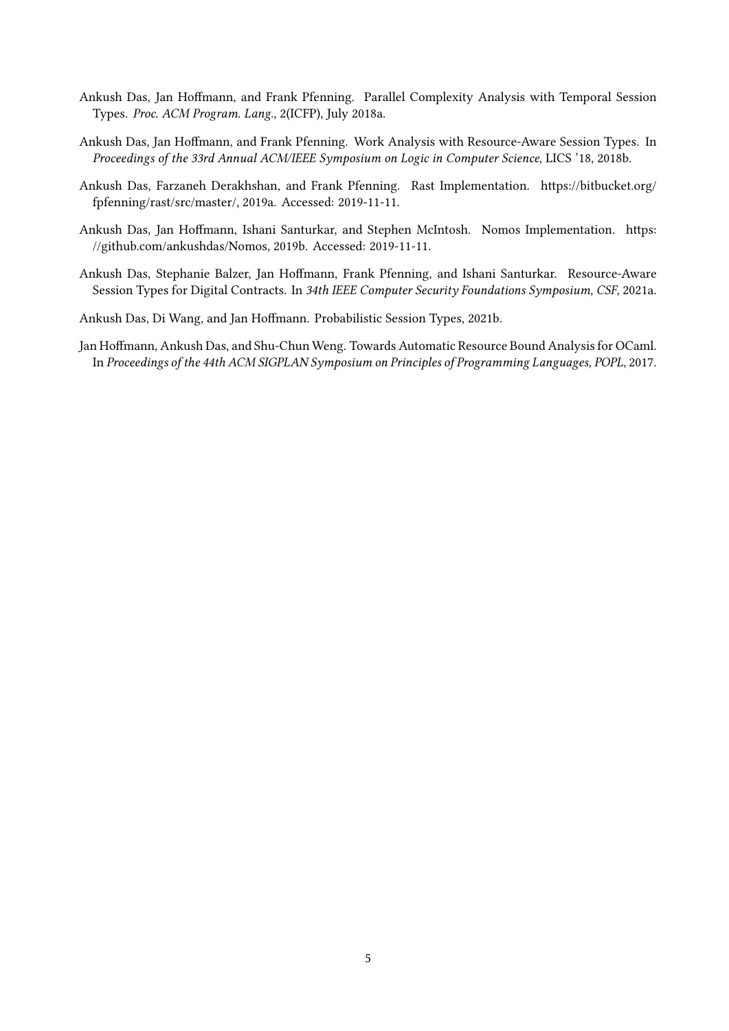Ankush Das, Jan Hoffmann, and Frank Pfenning. Parallel Complexity Analysis with Temporal Session Types. *Proc. ACM Program. Lang.*, 2(ICFP), July 2018a.

Ankush Das, Jan Hoffmann, and Frank Pfenning. Work Analysis with Resource-Aware Session Types. In *Proceedings of the 33rd Annual ACM/IEEE Symposium on Logic in Computer Science*, LICS '18, 2018b.

Ankush Das, Farzaneh Derakhshan, and Frank Pfenning. Rast Implementation. https://bitbucket.org/fpfenning/rast/src/master/, 2019a. Accessed: 2019-11-11.

Ankush Das, Jan Hoffmann, Ishani Santurkar, and Stephen McIntosh. Nomos Implementation. https://github.com/ankushdas/Nomos, 2019b. Accessed: 2019-11-11.

Ankush Das, Stephanie Balzer, Jan Hoffmann, Frank Pfenning, and Ishani Santurkar. Resource-Aware Session Types for Digital Contracts. In *34th IEEE Computer Security Foundations Symposium, CSF*, 2021a.

Ankush Das, Di Wang, and Jan Hoffmann. Probabilistic Session Types, 2021b.

Jan Hoffmann, Ankush Das, and Shu-Chun Weng. Towards Automatic Resource Bound Analysis for OCaml. In *Proceedings of the 44th ACM SIGPLAN Symposium on Principles of Programming Languages, POPL*, 2017.